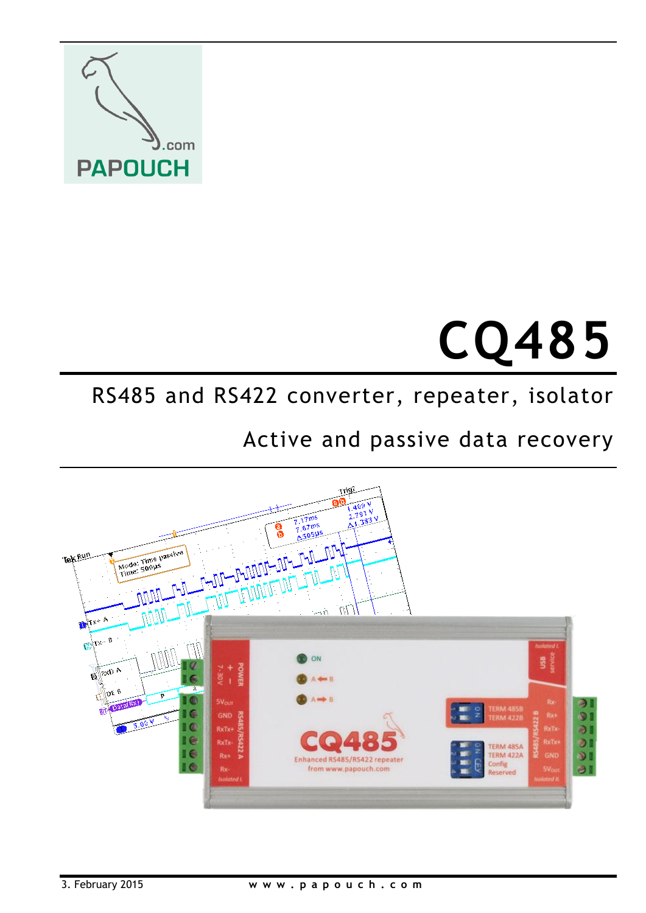# CQ485

## RS485 and RS422 converter, repeater, isolator

## Active and passive data recovery

3. February 2015

www.papouch.com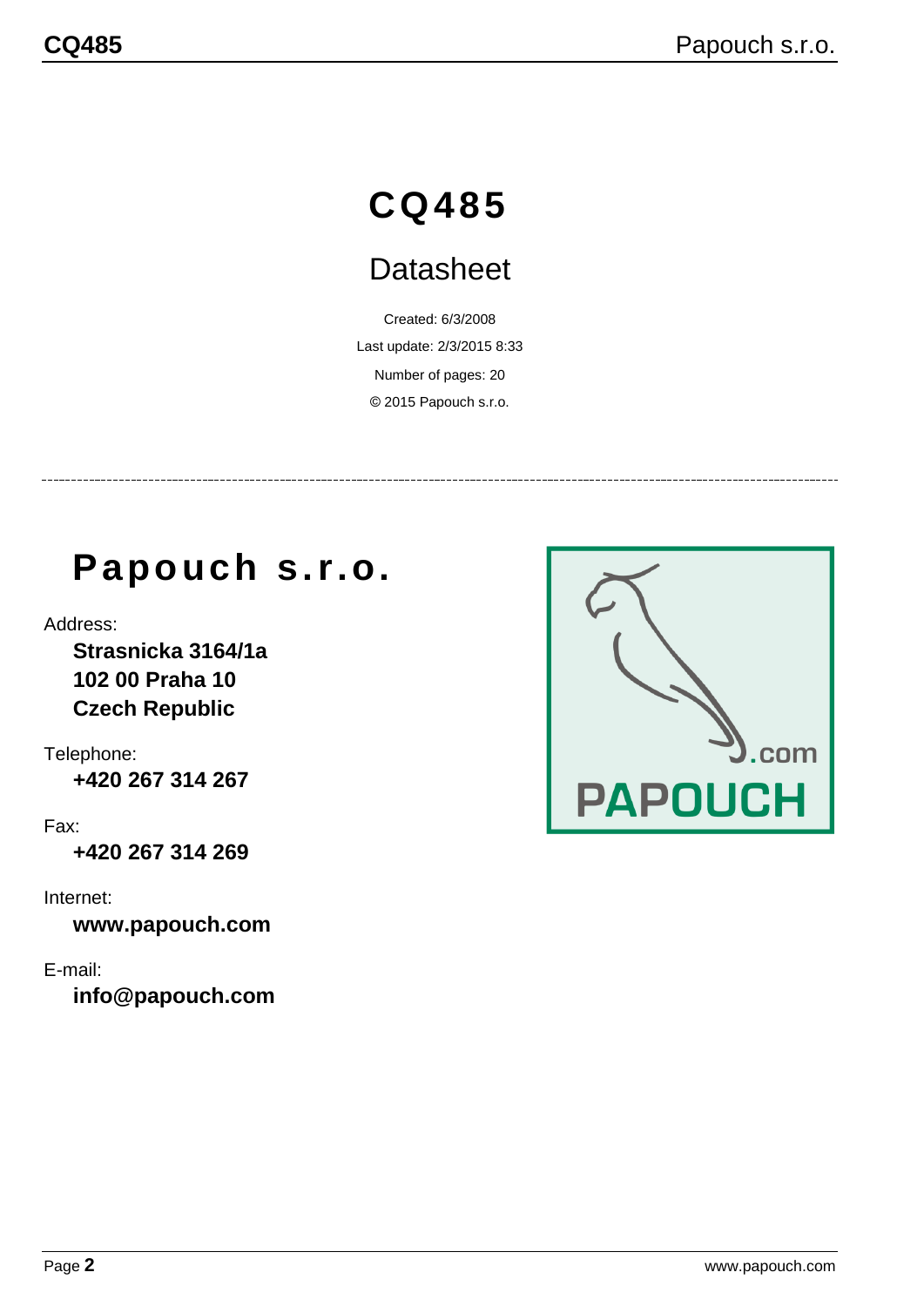# CQ485

## Datasheet

Created: 6/3/2008

Last update: 2/3/2015 8:33

Number of pages: 20

© 2015 Papouch s.r.o.

---

# Papouch s.r.o.

Address:

**Strasnicka 3164/1a**
**102 00 Praha 10**
**Czech Republic**

Telephone:

**+420 267 314 267**

Fax:

**+420 267 314 269**

Internet:

**www.papouch.com**

E-mail:

**info@papouch.com**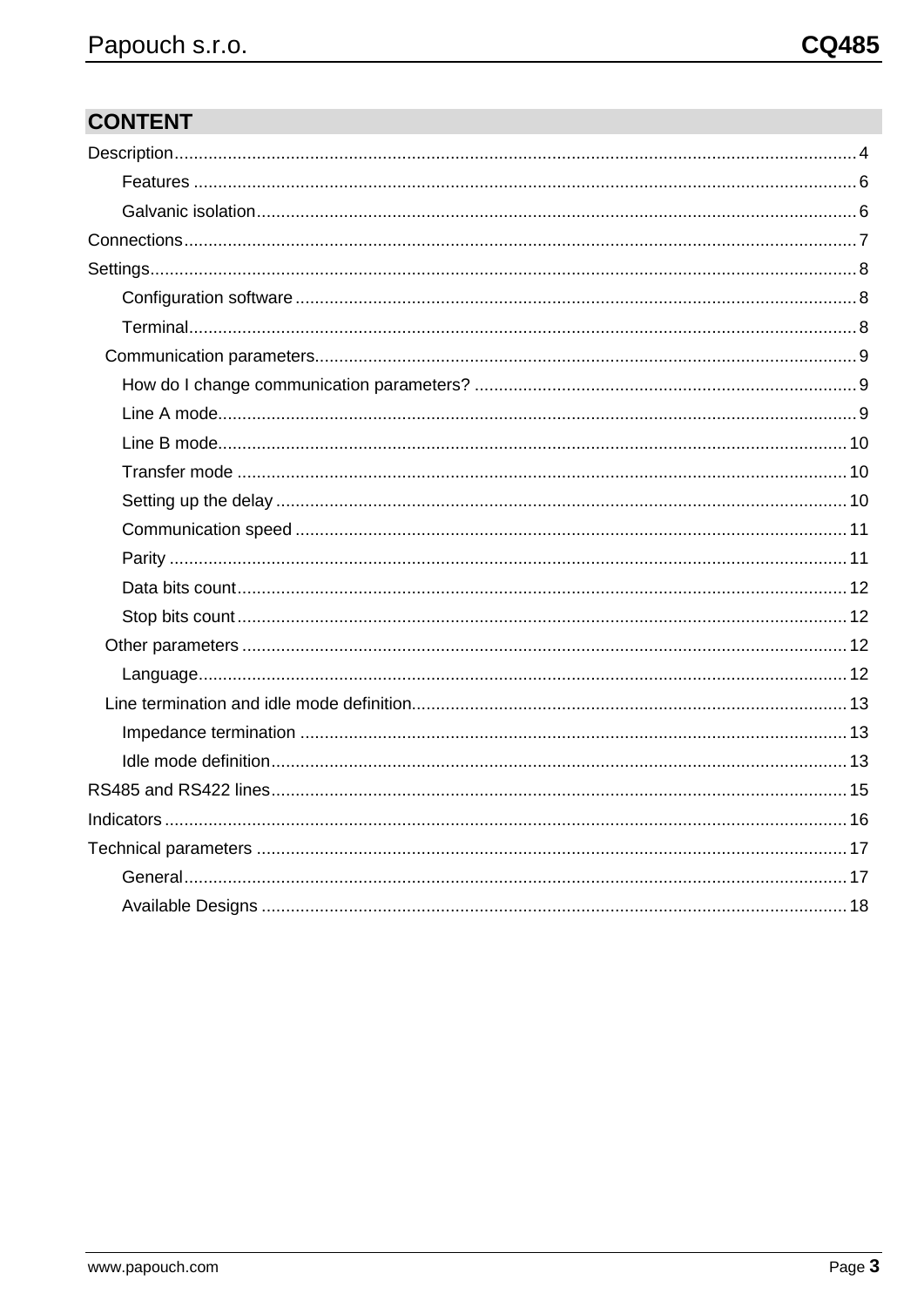## CONTENT

Description ........ 4
- Features ........ 6
- Galvanic isolation ........ 6

Connections ........ 7

Settings ........ 8
- Configuration software ........ 8
- Terminal ........ 8
- Communication parameters ........ 9
  - How do I change communication parameters? ........ 9
  - Line A mode ........ 9
  - Line B mode ........ 10
  - Transfer mode ........ 10
  - Setting up the delay ........ 10
  - Communication speed ........ 11
  - Parity ........ 11
  - Data bits count ........ 12
  - Stop bits count ........ 12
- Other parameters ........ 12
  - Language ........ 12
- Line termination and idle mode definition ........ 13
  - Impedance termination ........ 13
  - Idle mode definition ........ 13

RS485 and RS422 lines ........ 15

Indicators ........ 16

Technical parameters ........ 17
- General ........ 17
- Available Designs ........ 18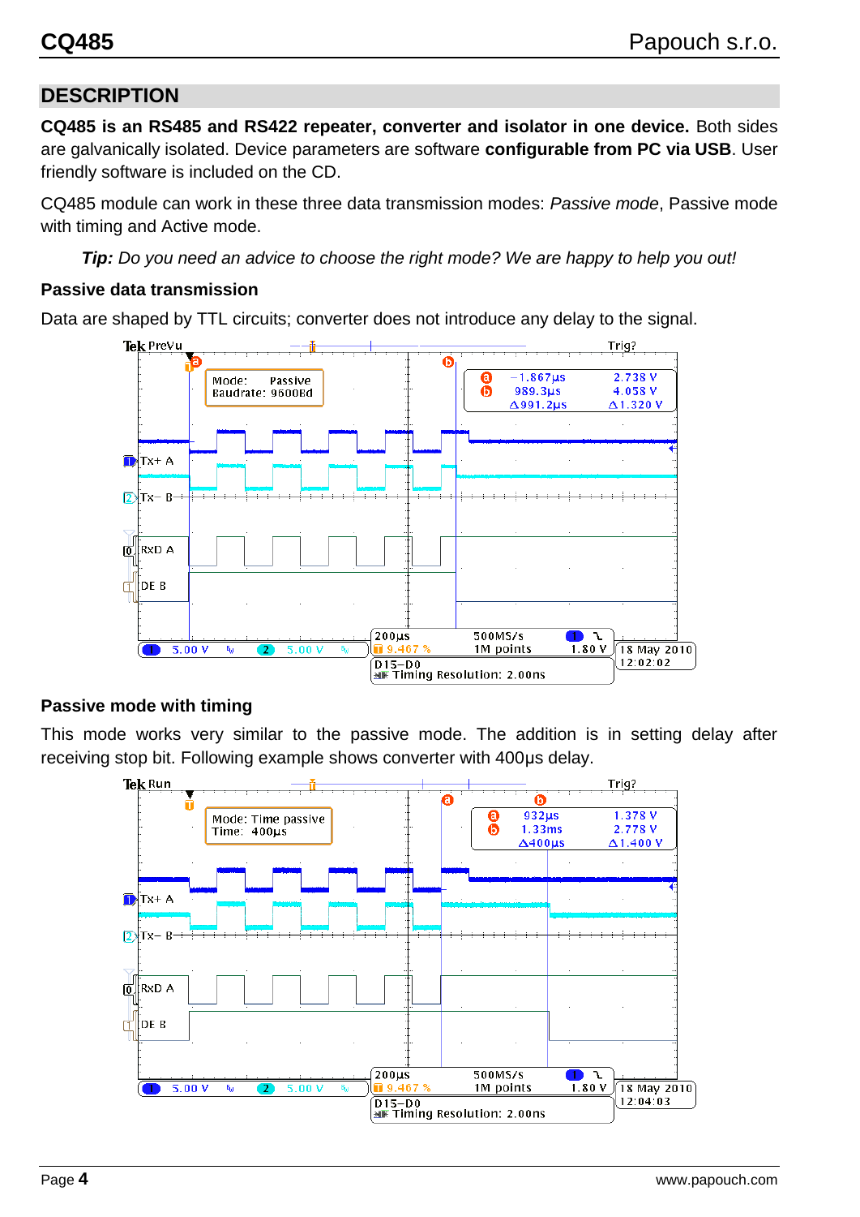## DESCRIPTION

**CQ485 is an RS485 and RS422 repeater, converter and isolator in one device.** Both sides are galvanically isolated. Device parameters are software **configurable from PC via USB**. User friendly software is included on the CD.

CQ485 module can work in these three data transmission modes: *Passive mode*, Passive mode with timing and Active mode.

> ***Tip:** Do you need an advice to choose the right mode? We are happy to help you out!*

### Passive data transmission

Data are shaped by TTL circuits; converter does not introduce any delay to the signal.

### Passive mode with timing

This mode works very similar to the passive mode. The addition is in setting delay after receiving stop bit. Following example shows converter with 400μs delay.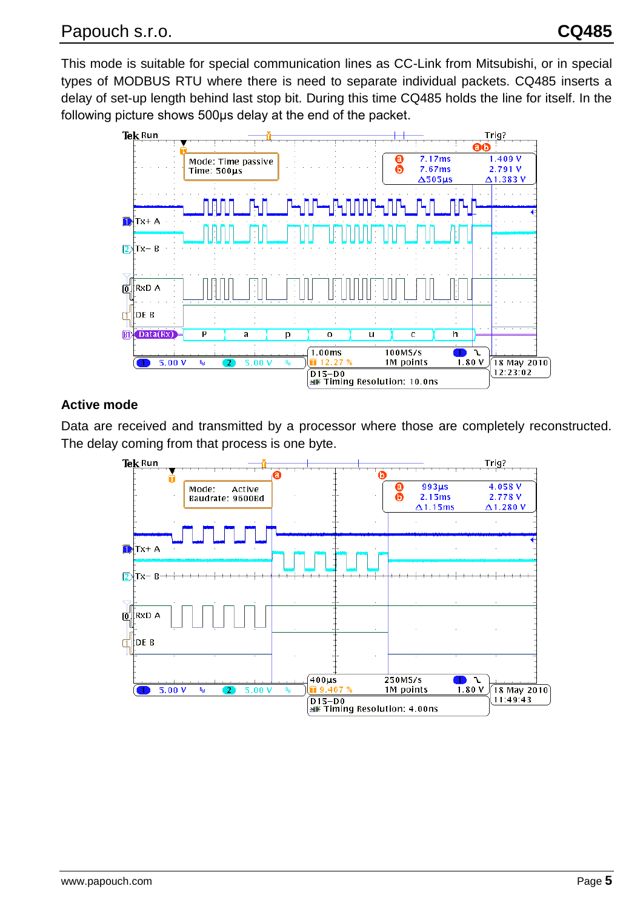This mode is suitable for special communication lines as CC-Link from Mitsubishi, or in special types of MODBUS RTU where there is need to separate individual packets. CQ485 inserts a delay of set-up length behind last stop bit. During this time CQ485 holds the line for itself. In the following picture shows 500µs delay at the end of the packet.

### Active mode

Data are received and transmitted by a processor where those are completely reconstructed. The delay coming from that process is one byte.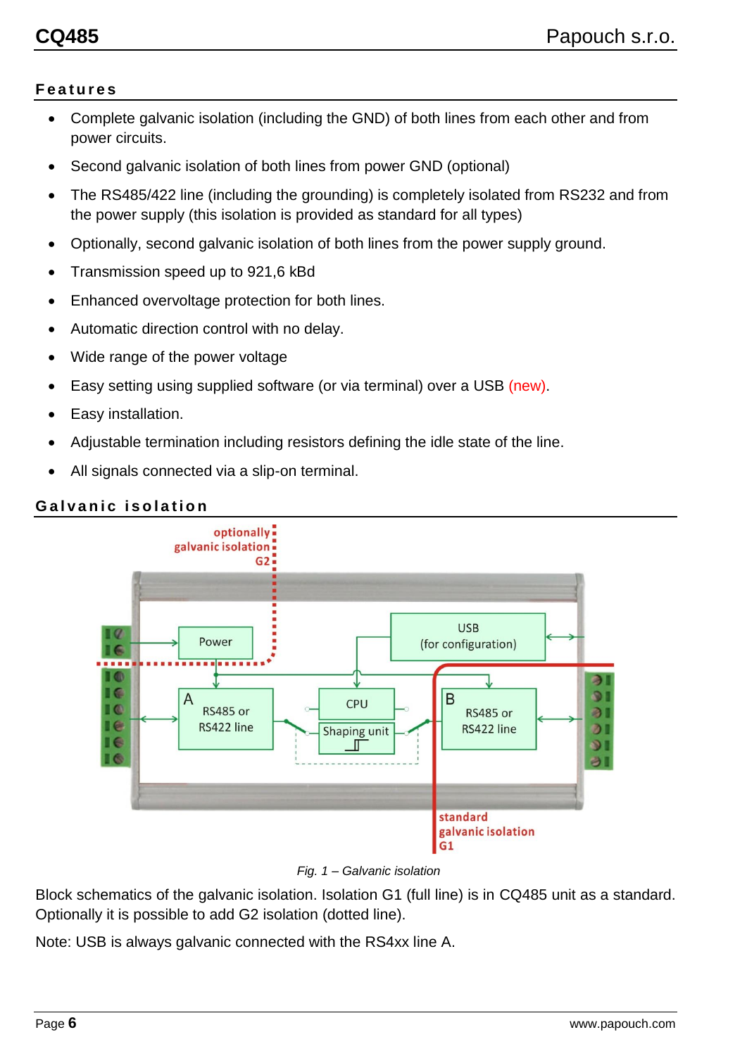## Features

- Complete galvanic isolation (including the GND) of both lines from each other and from power circuits.
- Second galvanic isolation of both lines from power GND (optional)
- The RS485/422 line (including the grounding) is completely isolated from RS232 and from the power supply (this isolation is provided as standard for all types)
- Optionally, second galvanic isolation of both lines from the power supply ground.
- Transmission speed up to 921,6 kBd
- Enhanced overvoltage protection for both lines.
- Automatic direction control with no delay.
- Wide range of the power voltage
- Easy setting using supplied software (or via terminal) over a USB (new).
- Easy installation.
- Adjustable termination including resistors defining the idle state of the line.
- All signals connected via a slip-on terminal.

## Galvanic isolation

*Fig. 1 – Galvanic isolation*

Block schematics of the galvanic isolation. Isolation G1 (full line) is in CQ485 unit as a standard. Optionally it is possible to add G2 isolation (dotted line).

Note: USB is always galvanic connected with the RS4xx line A.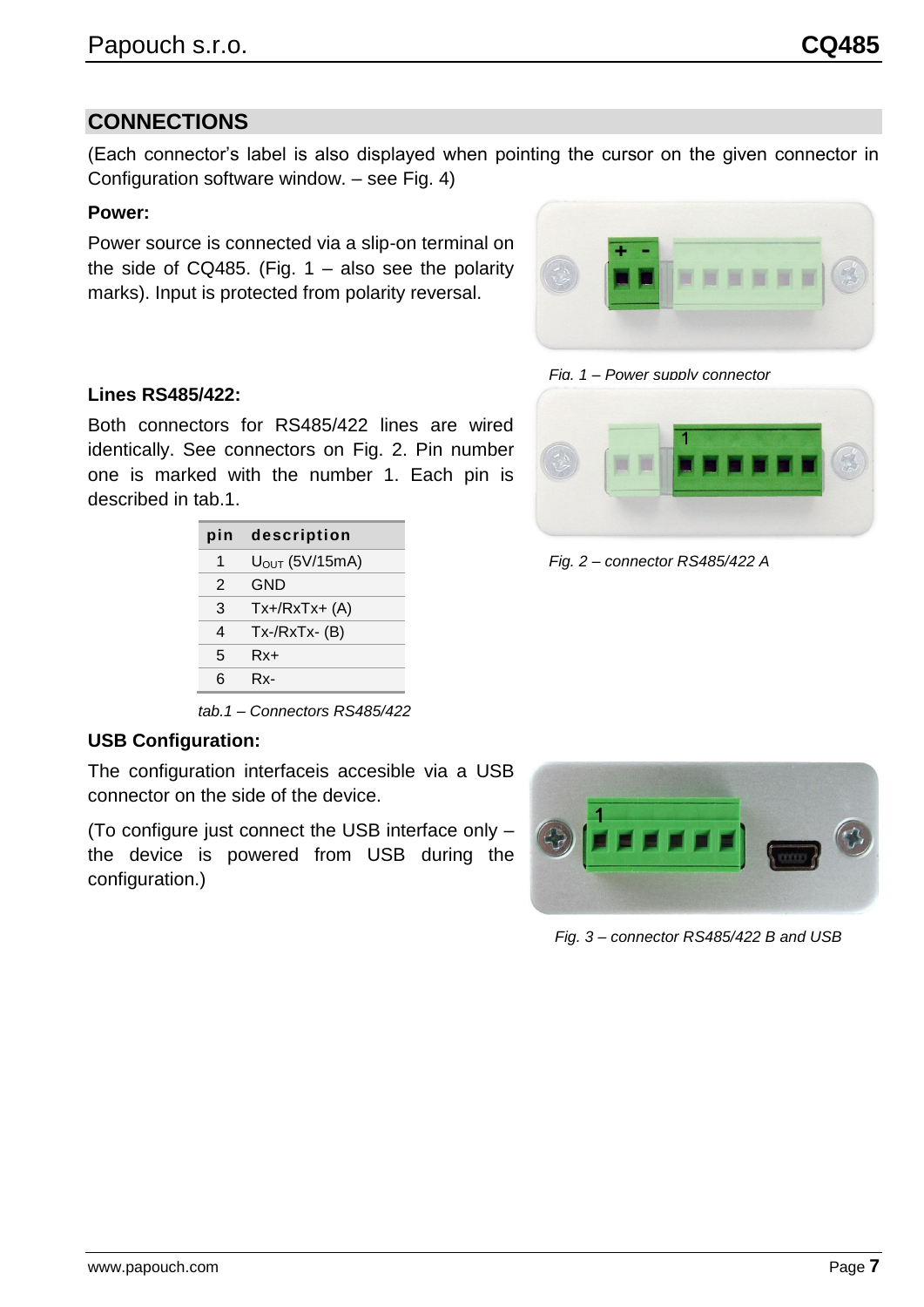## CONNECTIONS

(Each connector's label is also displayed when pointing the cursor on the given connector in Configuration software window. – see Fig. 4)

**Power:**

Power source is connected via a slip-on terminal on the side of CQ485. (Fig. 1 – also see the polarity marks). Input is protected from polarity reversal.

*Fig. 1 – Power supply connector*

**Lines RS485/422:**

Both connectors for RS485/422 lines are wired identically. See connectors on Fig. 2. Pin number one is marked with the number 1. Each pin is described in tab.1.

*Fig. 2 – connector RS485/422 A*

| pin | description |
|---|---|
| 1 | $U_{OUT}$ (5V/15mA) |
| 2 | GND |
| 3 | Tx+/RxTx+ (A) |
| 4 | Tx-/RxTx- (B) |
| 5 | Rx+ |
| 6 | Rx- |

*tab.1 – Connectors RS485/422*

**USB Configuration:**

The configuration interfaceis accesible via a USB connector on the side of the device.

(To configure just connect the USB interface only – the device is powered from USB during the configuration.)

*Fig. 3 – connector RS485/422 B and USB*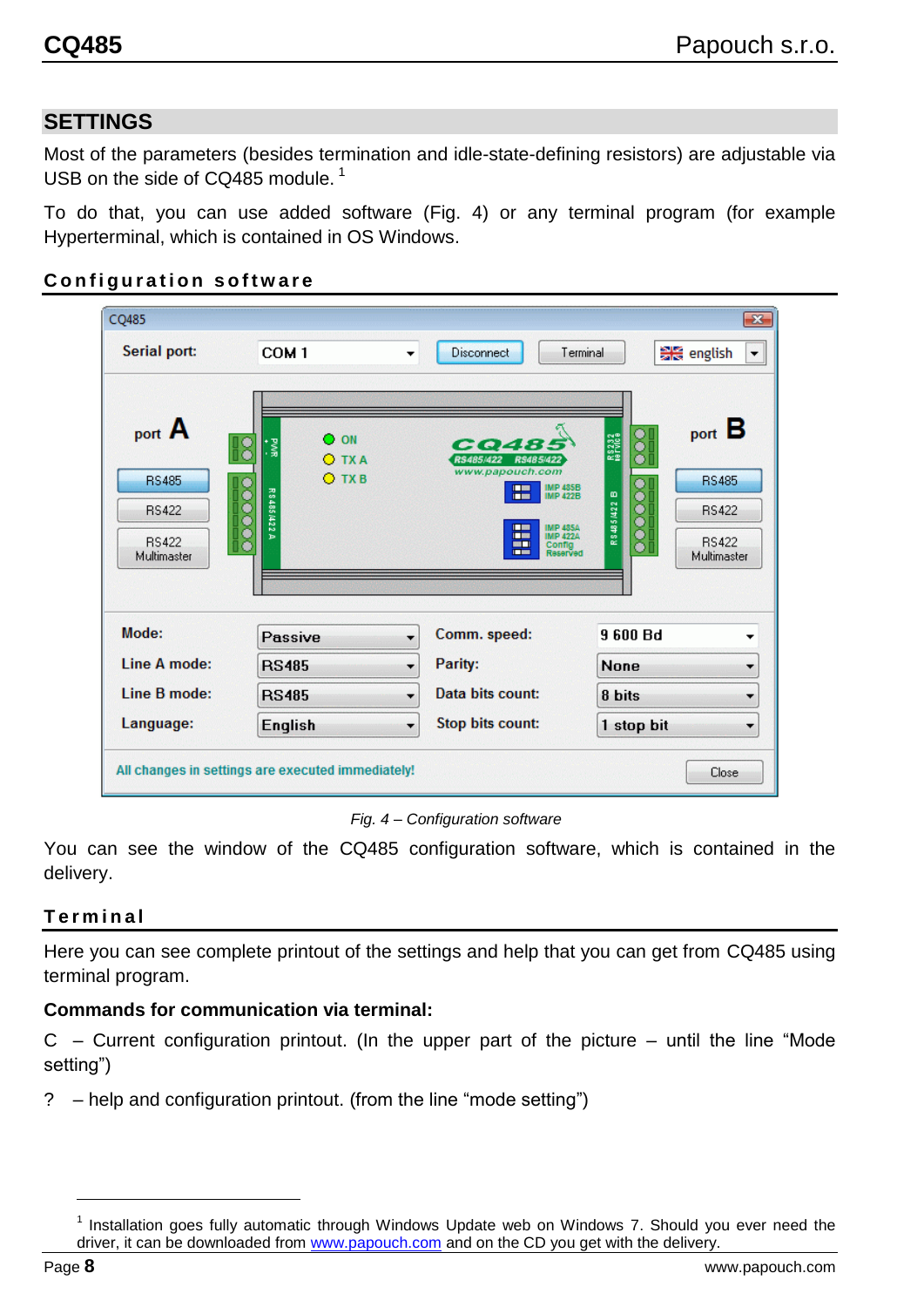## SETTINGS

Most of the parameters (besides termination and idle-state-defining resistors) are adjustable via USB on the side of CQ485 module. [1]

To do that, you can use added software (Fig. 4) or any terminal program (for example Hyperterminal, which is contained in OS Windows.

### Configuration software

*Fig. 4 – Configuration software*

You can see the window of the CQ485 configuration software, which is contained in the delivery.

### Terminal

Here you can see complete printout of the settings and help that you can get from CQ485 using terminal program.

**Commands for communication via terminal:**

C – Current configuration printout. (In the upper part of the picture – until the line "Mode setting")

? – help and configuration printout. (from the line "mode setting")

---

[1] Installation goes fully automatic through Windows Update web on Windows 7. Should you ever need the driver, it can be downloaded from www.papouch.com and on the CD you get with the delivery.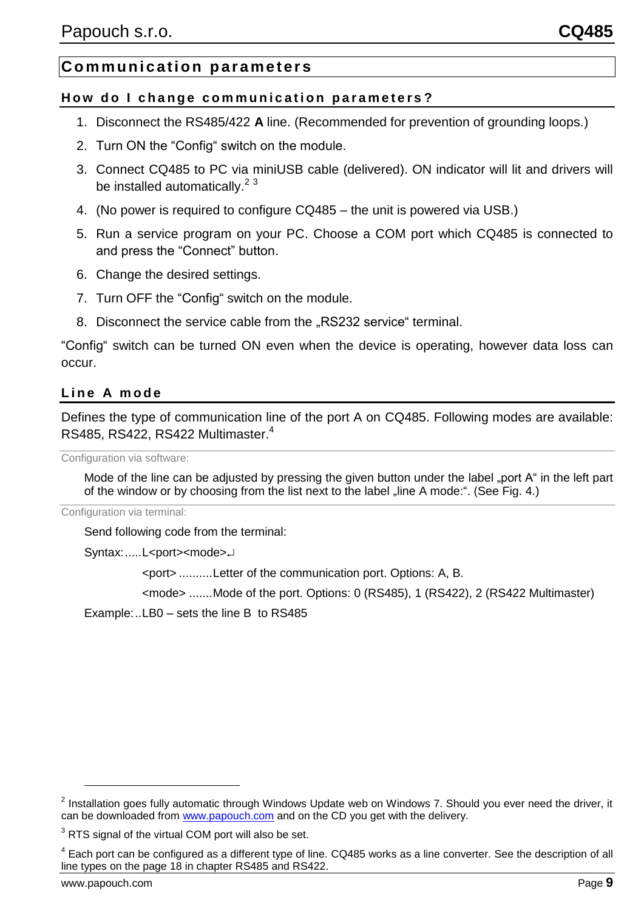## Communication parameters

### How do I change communication parameters?

1. Disconnect the RS485/422 **A** line. (Recommended for prevention of grounding loops.)
2. Turn ON the “Config“ switch on the module.
3. Connect CQ485 to PC via miniUSB cable (delivered). ON indicator will lit and drivers will be installed automatically.[2] [3]
4. (No power is required to configure CQ485 – the unit is powered via USB.)
5. Run a service program on your PC. Choose a COM port which CQ485 is connected to and press the “Connect” button.
6. Change the desired settings.
7. Turn OFF the “Config“ switch on the module.
8. Disconnect the service cable from the „RS232 service“ terminal.

“Config“ switch can be turned ON even when the device is operating, however data loss can occur.

### Line A mode

Defines the type of communication line of the port A on CQ485. Following modes are available: RS485, RS422, RS422 Multimaster.[4]

Configuration via software:

Mode of the line can be adjusted by pressing the given button under the label „port A“ in the left part of the window or by choosing from the list next to the label „line A mode:“. (See Fig. 4.)

Configuration via terminal:

Send following code from the terminal:

Syntax:.....L<port><mode>↵

<port> ..........Letter of the communication port. Options: A, B.

<mode> .......Mode of the port. Options: 0 (RS485), 1 (RS422), 2 (RS422 Multimaster)

Example:..LB0 – sets the line B to RS485

---

[2] Installation goes fully automatic through Windows Update web on Windows 7. Should you ever need the driver, it can be downloaded from www.papouch.com and on the CD you get with the delivery.

[3] RTS signal of the virtual COM port will also be set.

[4] Each port can be configured as a different type of line. CQ485 works as a line converter. See the description of all line types on the page 18 in chapter RS485 and RS422.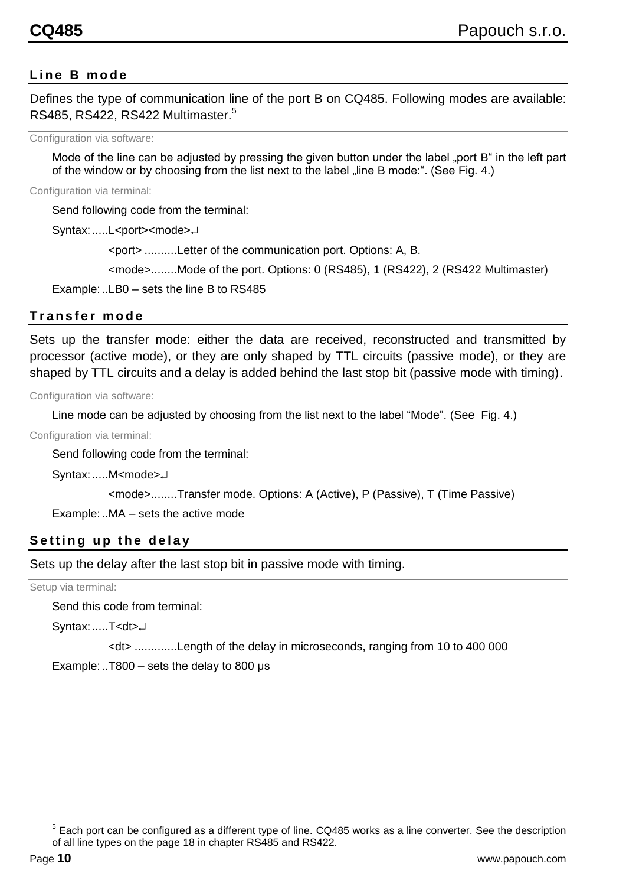## Line B mode

Defines the type of communication line of the port B on CQ485. Following modes are available: RS485, RS422, RS422 Multimaster.[5]

Configuration via software:

Mode of the line can be adjusted by pressing the given button under the label „port B“ in the left part of the window or by choosing from the list next to the label „line B mode:“. (See Fig. 4.)

Configuration via terminal:

Send following code from the terminal:

Syntax: .....L<port><mode>↵

<port> ..........Letter of the communication port. Options: A, B.

<mode>........Mode of the port. Options: 0 (RS485), 1 (RS422), 2 (RS422 Multimaster)

Example: ..LB0 – sets the line B to RS485

## Transfer mode

Sets up the transfer mode: either the data are received, reconstructed and transmitted by processor (active mode), or they are only shaped by TTL circuits (passive mode), or they are shaped by TTL circuits and a delay is added behind the last stop bit (passive mode with timing).

Configuration via software:

Line mode can be adjusted by choosing from the list next to the label “Mode”. (See Fig. 4.)

Configuration via terminal:

Send following code from the terminal:

Syntax: .....M<mode>↵

<mode>........Transfer mode. Options: A (Active), P (Passive), T (Time Passive)

Example: ..MA – sets the active mode

## Setting up the delay

Sets up the delay after the last stop bit in passive mode with timing.

Setup via terminal:

Send this code from terminal:

Syntax: .....T<dt>↵

<dt> .............Length of the delay in microseconds, ranging from 10 to 400 000

Example: ..T800 – sets the delay to 800 μs

---

[5] Each port can be configured as a different type of line. CQ485 works as a line converter. See the description of all line types on the page 18 in chapter RS485 and RS422.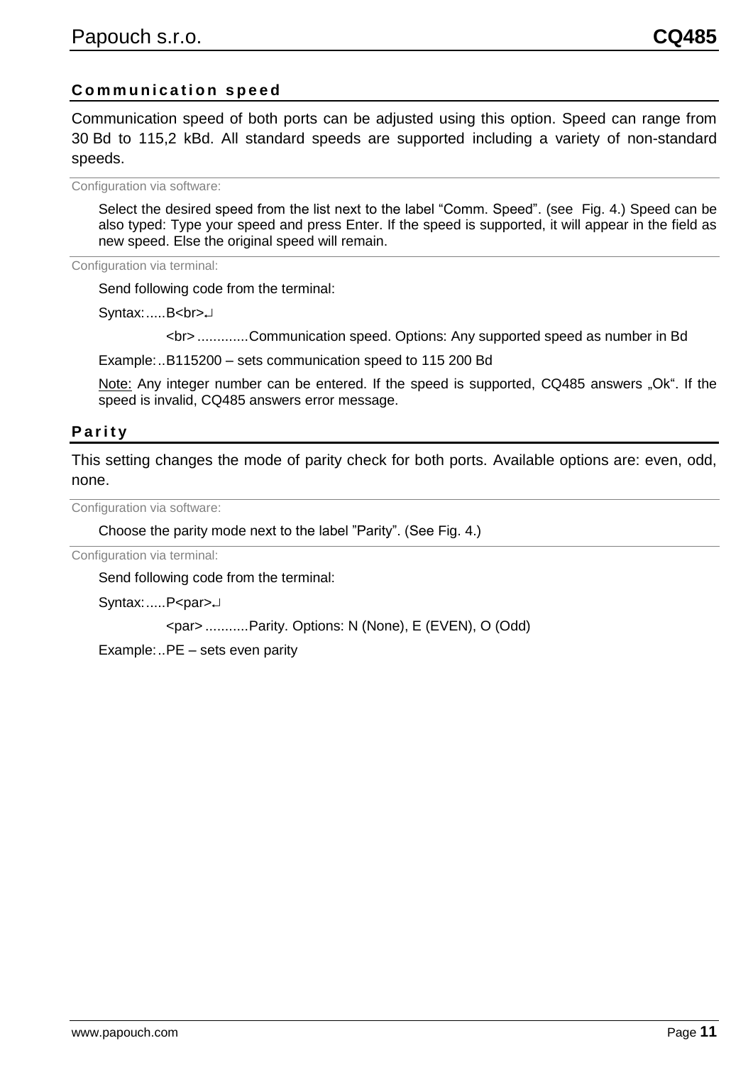## Communication speed

Communication speed of both ports can be adjusted using this option. Speed can range from 30 Bd to 115,2 kBd. All standard speeds are supported including a variety of non-standard speeds.

Configuration via software:

Select the desired speed from the list next to the label “Comm. Speed”. (see Fig. 4.) Speed can be also typed: Type your speed and press Enter. If the speed is supported, it will appear in the field as new speed. Else the original speed will remain.

Configuration via terminal:

Send following code from the terminal:

Syntax:.....B<br>↵

<br> .............Communication speed. Options: Any supported speed as number in Bd

Example:..B115200 – sets communication speed to 115 200 Bd

Note: Any integer number can be entered. If the speed is supported, CQ485 answers „Ok“. If the speed is invalid, CQ485 answers error message.

## Parity

This setting changes the mode of parity check for both ports. Available options are: even, odd, none.

Configuration via software:

Choose the parity mode next to the label ”Parity”. (See Fig. 4.)

Configuration via terminal:

Send following code from the terminal:

Syntax:.....P<par>↵

<par> ...........Parity. Options: N (None), E (EVEN), O (Odd)

Example:..PE – sets even parity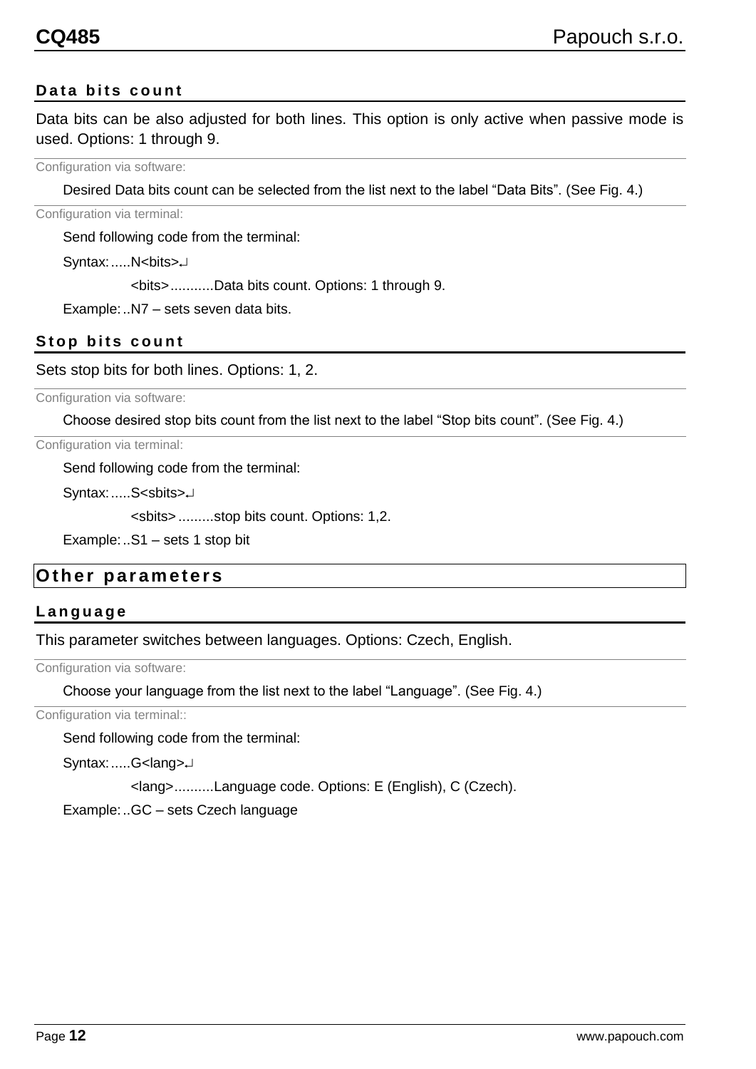### Data bits count

Data bits can be also adjusted for both lines. This option is only active when passive mode is used. Options: 1 through 9.

Configuration via software:

Desired Data bits count can be selected from the list next to the label “Data Bits”. (See Fig. 4.)

Configuration via terminal:

Send following code from the terminal:

Syntax: .....N<bits>↵

<bits> ...........Data bits count. Options: 1 through 9.

Example: ..N7 – sets seven data bits.

### Stop bits count

Sets stop bits for both lines. Options: 1, 2.

Configuration via software:

Choose desired stop bits count from the list next to the label “Stop bits count”. (See Fig. 4.)

Configuration via terminal:

Send following code from the terminal:

Syntax: .....S<sbits>↵

<sbits> .........stop bits count. Options: 1,2.

Example: ..S1 – sets 1 stop bit

## Other parameters

### Language

This parameter switches between languages. Options: Czech, English.

Configuration via software:

Choose your language from the list next to the label “Language”. (See Fig. 4.)

Configuration via terminal::

Send following code from the terminal:

Syntax: .....G<lang>↵

<lang> ..........Language code. Options: E (English), C (Czech).

Example: ..GC – sets Czech language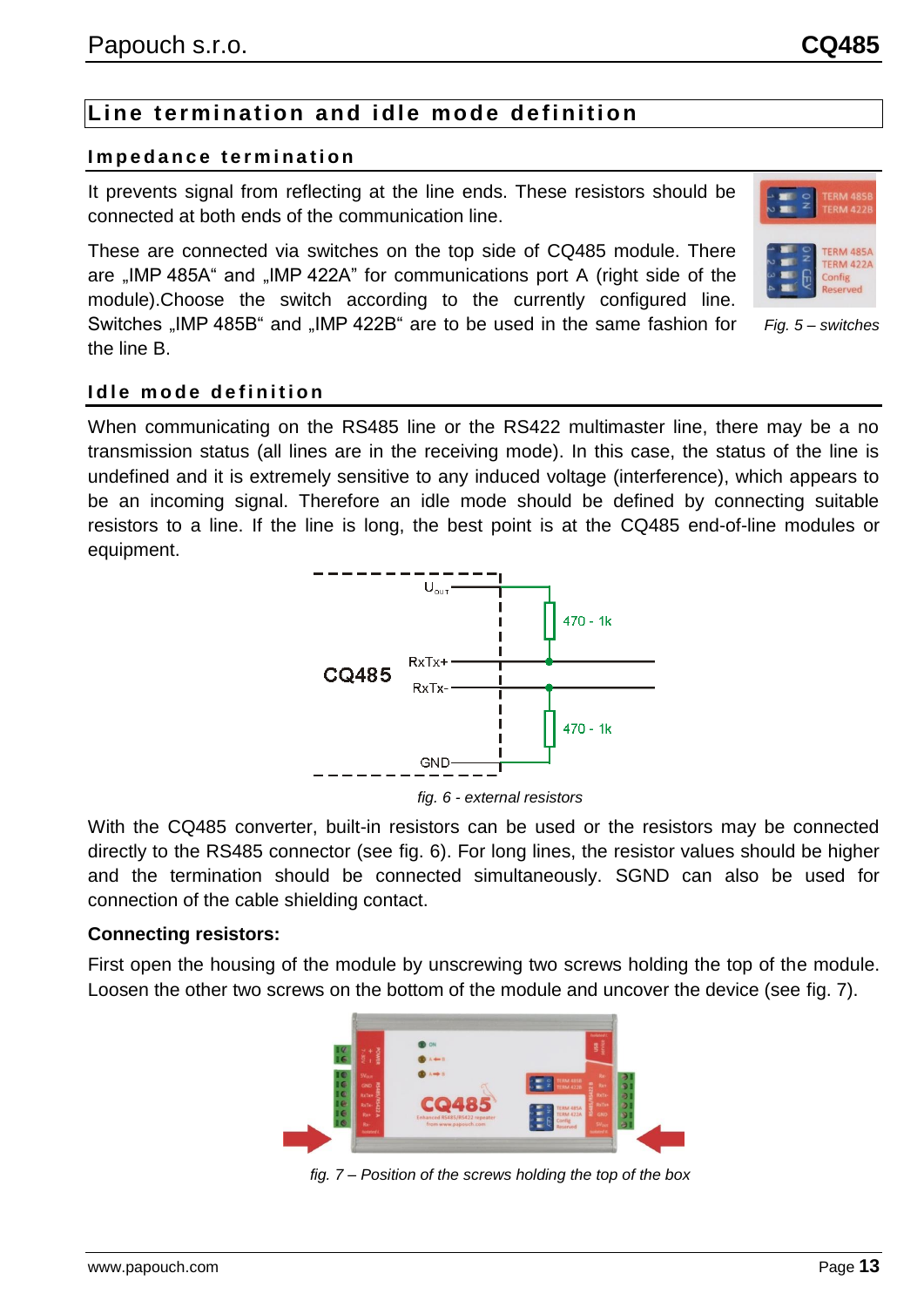# Line termination and idle mode definition

## Impedance termination

It prevents signal from reflecting at the line ends. These resistors should be connected at both ends of the communication line.

These are connected via switches on the top side of CQ485 module. There are „IMP 485A" and „IMP 422A" for communications port A (right side of the module).Choose the switch according to the currently configured line. Switches „IMP 485B" and „IMP 422B" are to be used in the same fashion for the line B.

*Fig. 5 – switches*

## Idle mode definition

When communicating on the RS485 line or the RS422 multimaster line, there may be a no transmission status (all lines are in the receiving mode). In this case, the status of the line is undefined and it is extremely sensitive to any induced voltage (interference), which appears to be an incoming signal. Therefore an idle mode should be defined by connecting suitable resistors to a line. If the line is long, the best point is at the CQ485 end-of-line modules or equipment.

*fig. 6 - external resistors*

With the CQ485 converter, built-in resistors can be used or the resistors may be connected directly to the RS485 connector (see fig. 6). For long lines, the resistor values should be higher and the termination should be connected simultaneously. SGND can also be used for connection of the cable shielding contact.

**Connecting resistors:**

First open the housing of the module by unscrewing two screws holding the top of the module. Loosen the other two screws on the bottom of the module and uncover the device (see fig. 7).

*fig. 7 – Position of the screws holding the top of the box*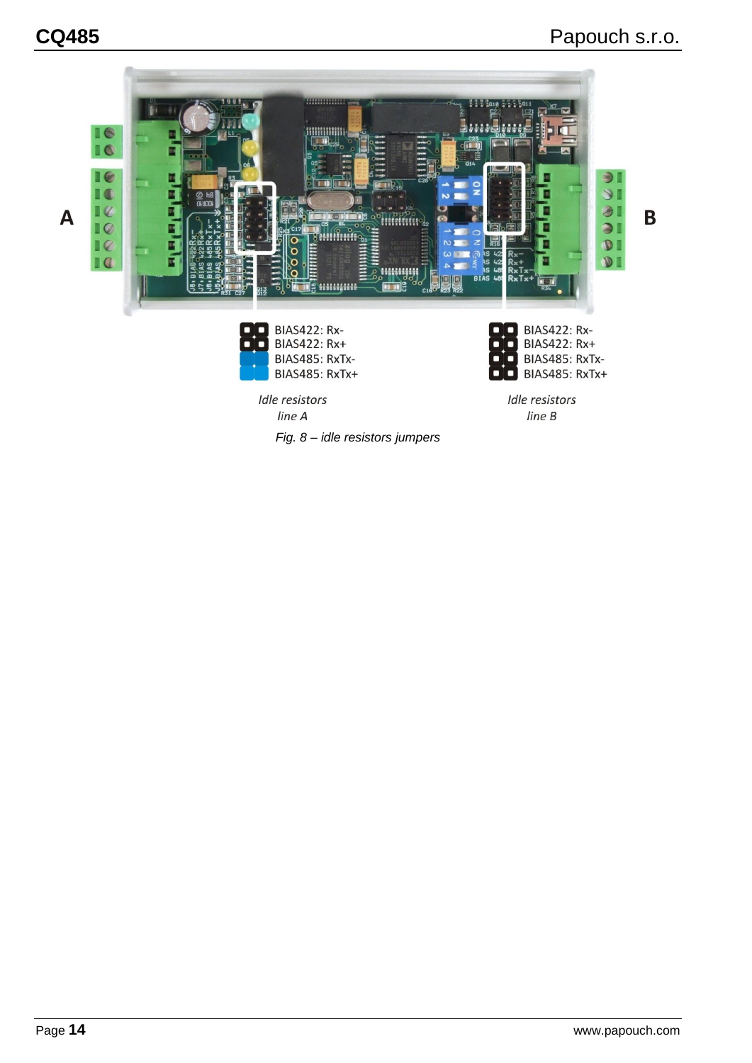A

B

BIAS422: Rx-
BIAS422: Rx+
BIAS485: RxTx-
BIAS485: RxTx+

*Idle resistors line A*

BIAS422: Rx-
BIAS422: Rx+
BIAS485: RxTx-
BIAS485: RxTx+

*Idle resistors line B*

*Fig. 8 – idle resistors jumpers*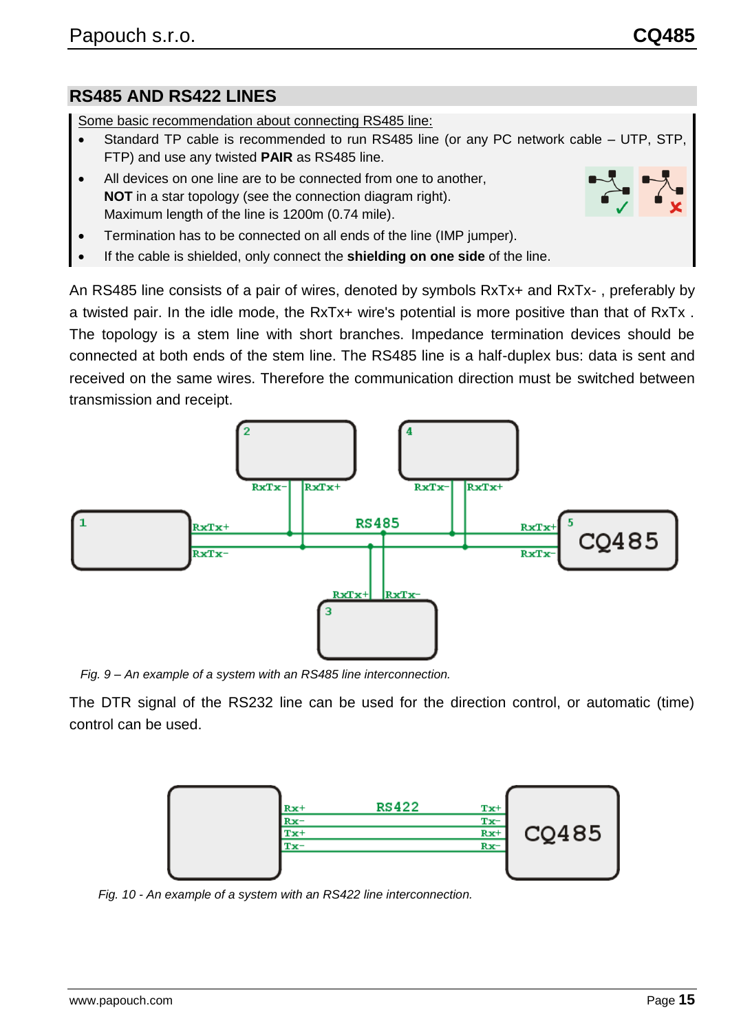## RS485 AND RS422 LINES

Some basic recommendation about connecting RS485 line:

- Standard TP cable is recommended to run RS485 line (or any PC network cable – UTP, STP, FTP) and use any twisted **PAIR** as RS485 line.
- All devices on one line are to be connected from one to another, **NOT** in a star topology (see the connection diagram right). Maximum length of the line is 1200m (0.74 mile).
- Termination has to be connected on all ends of the line (IMP jumper).
- If the cable is shielded, only connect the **shielding on one side** of the line.

An RS485 line consists of a pair of wires, denoted by symbols RxTx+ and RxTx- , preferably by a twisted pair. In the idle mode, the RxTx+ wire's potential is more positive than that of RxTx . The topology is a stem line with short branches. Impedance termination devices should be connected at both ends of the stem line. The RS485 line is a half-duplex bus: data is sent and received on the same wires. Therefore the communication direction must be switched between transmission and receipt.

*Fig. 9 – An example of a system with an RS485 line interconnection.*

The DTR signal of the RS232 line can be used for the direction control, or automatic (time) control can be used.

*Fig. 10 - An example of a system with an RS422 line interconnection.*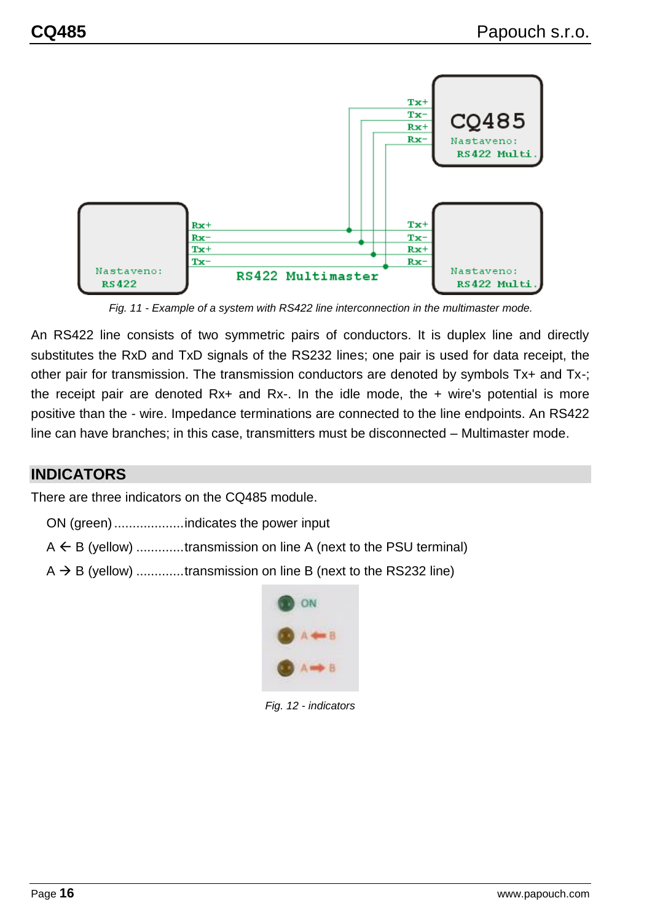*Fig. 11 - Example of a system with RS422 line interconnection in the multimaster mode.*

An RS422 line consists of two symmetric pairs of conductors. It is duplex line and directly substitutes the RxD and TxD signals of the RS232 lines; one pair is used for data receipt, the other pair for transmission. The transmission conductors are denoted by symbols Tx+ and Tx-; the receipt pair are denoted Rx+ and Rx-. In the idle mode, the + wire's potential is more positive than the - wire. Impedance terminations are connected to the line endpoints. An RS422 line can have branches; in this case, transmitters must be disconnected – Multimaster mode.

## INDICATORS

There are three indicators on the CQ485 module.

ON (green) ..................indicates the power input

A ← B (yellow) .............transmission on line A (next to the PSU terminal)

A → B (yellow) .............transmission on line B (next to the RS232 line)

*Fig. 12 - indicators*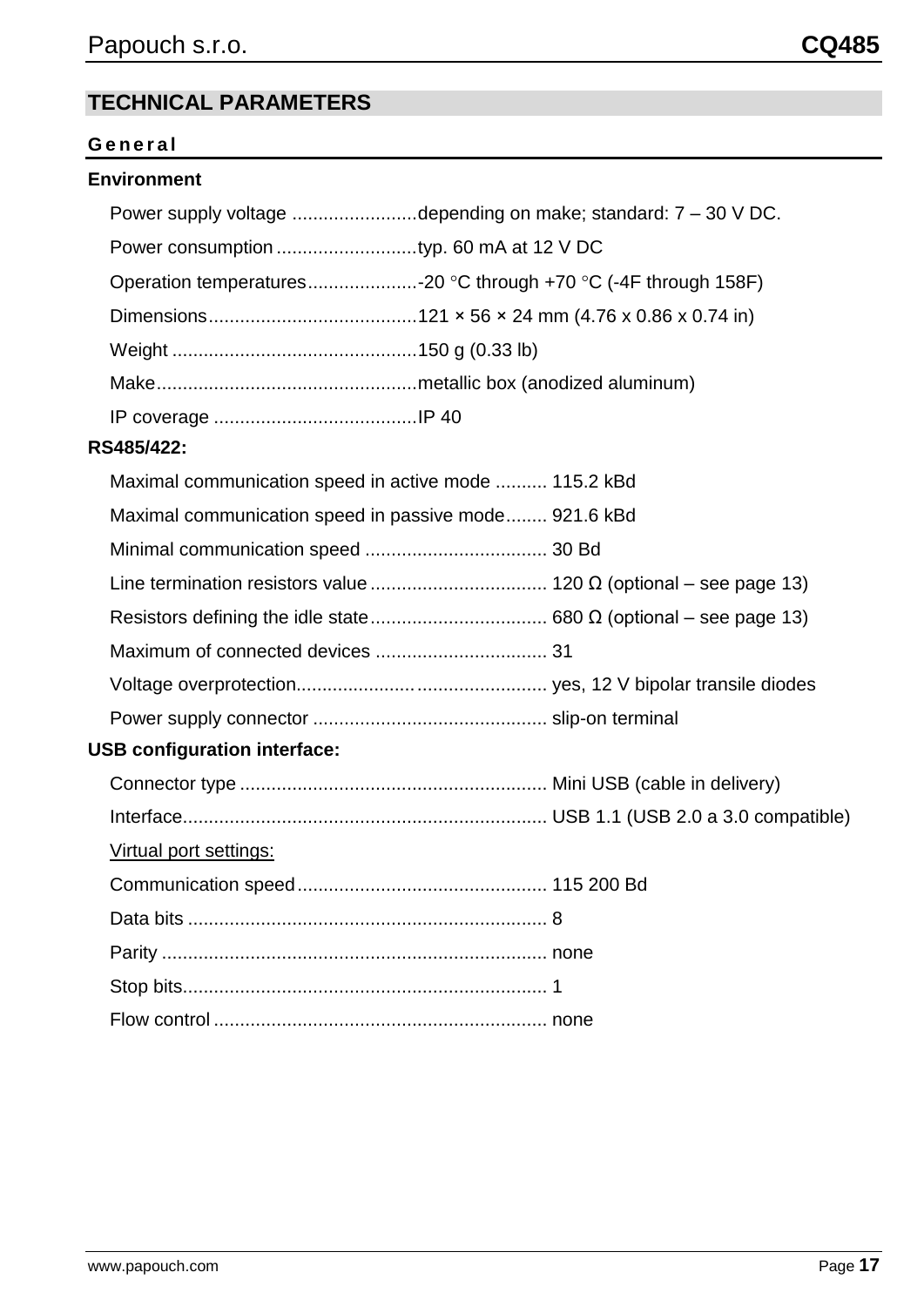## TECHNICAL PARAMETERS

### General

**Environment**

Power supply voltage ........................depending on make; standard: 7 – 30 V DC.

Power consumption ...........................typ. 60 mA at 12 V DC

Operation temperatures.....................-20 °C through +70 °C (-4F through 158F)

Dimensions........................................121 × 56 × 24 mm (4.76 x 0.86 x 0.74 in)

Weight ...............................................150 g (0.33 lb)

Make..................................................metallic box (anodized aluminum)

IP coverage .......................................IP 40

**RS485/422:**

Maximal communication speed in active mode .......... 115.2 kBd

Maximal communication speed in passive mode........ 921.6 kBd

Minimal communication speed ................................... 30 Bd

Line termination resistors value .................................. 120 Ω (optional – see page 13)

Resistors defining the idle state.................................. 680 Ω (optional – see page 13)

Maximum of connected devices ................................. 31

Voltage overprotection.......................................... yes, 12 V bipolar transile diodes

Power supply connector ............................................ slip-on terminal

**USB configuration interface:**

Connector type .......................................................... Mini USB (cable in delivery)

Interface..................................................................... USB 1.1 (USB 2.0 a 3.0 compatible)

Virtual port settings:

Communication speed................................................ 115 200 Bd

Data bits ..................................................................... 8

Parity .......................................................................... none

Stop bits...................................................................... 1

Flow control ................................................................ none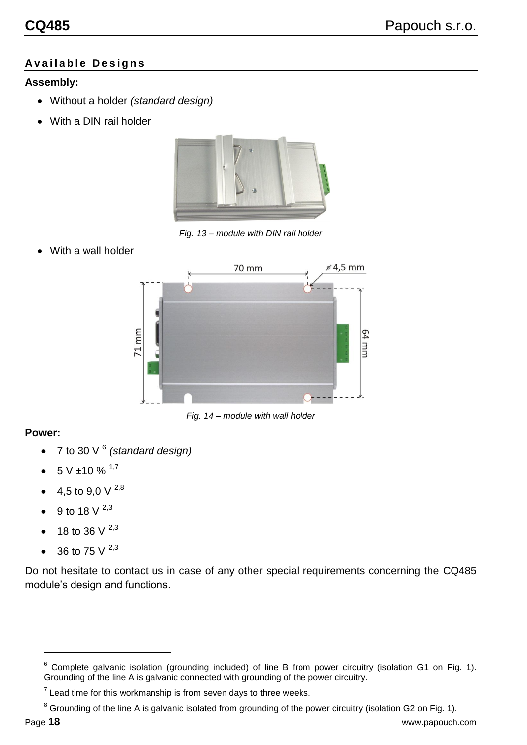## Available Designs

**Assembly:**

- Without a holder *(standard design)*
- With a DIN rail holder

*Fig. 13 – module with DIN rail holder*

- With a wall holder

*Fig. 14 – module with wall holder*

**Power:**

- 7 to 30 V [6] *(standard design)*
- 5 V ±10 % [1,7]
- 4,5 to 9,0 V [2,8]
- 9 to 18 V [2,3]
- 18 to 36 V [2,3]
- 36 to 75 V [2,3]

Do not hesitate to contact us in case of any other special requirements concerning the CQ485 module's design and functions.

---

[6] Complete galvanic isolation (grounding included) of line B from power circuitry (isolation G1 on Fig. 1). Grounding of the line A is galvanic connected with grounding of the power circuitry.

[7] Lead time for this workmanship is from seven days to three weeks.

[8] Grounding of the line A is galvanic isolated from grounding of the power circuitry (isolation G2 on Fig. 1).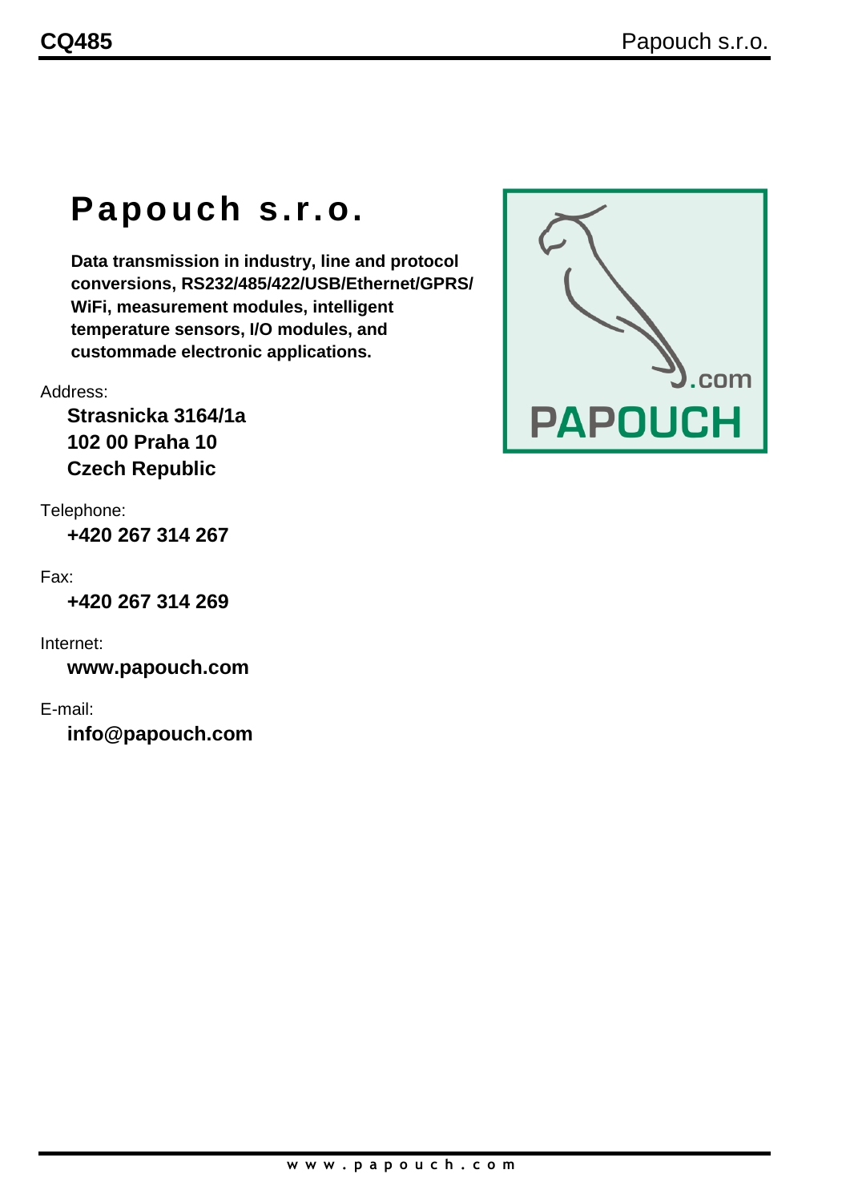# Papouch s.r.o.

**Data transmission in industry, line and protocol conversions, RS232/485/422/USB/Ethernet/GPRS/ WiFi, measurement modules, intelligent temperature sensors, I/O modules, and custommade electronic applications.**

Address:

**Strasnicka 3164/1a**
**102 00 Praha 10**
**Czech Republic**

Telephone:

**+420 267 314 267**

Fax:

**+420 267 314 269**

Internet:

**www.papouch.com**

E-mail:

**info@papouch.com**